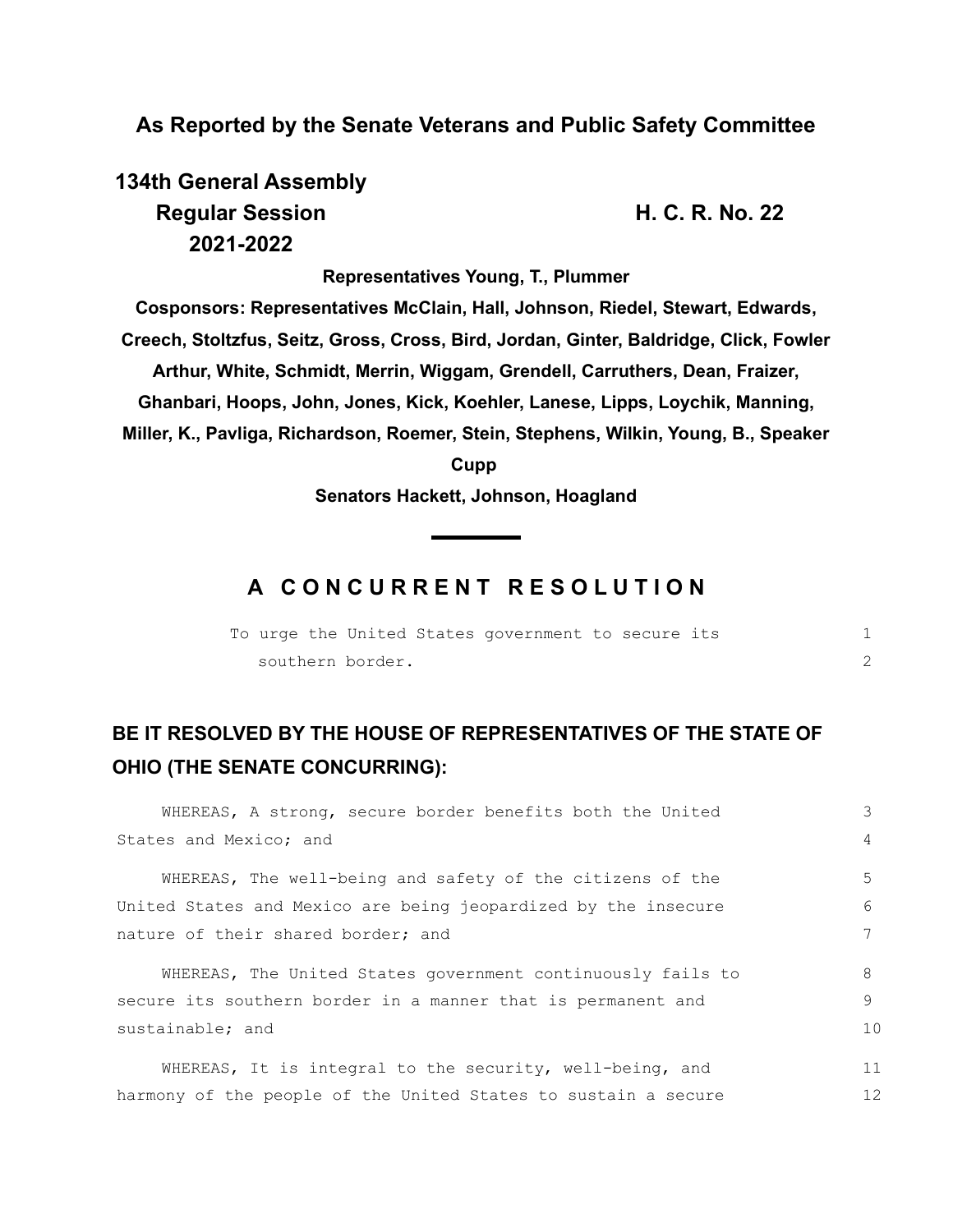**As Reported by the Senate Veterans and Public Safety Committee**

**134th General Assembly**
**Regular Session**
**2021-2022**

**H. C. R. No. 22**

**Representatives Young, T., Plummer**

**Cosponsors: Representatives McClain, Hall, Johnson, Riedel, Stewart, Edwards, Creech, Stoltzfus, Seitz, Gross, Cross, Bird, Jordan, Ginter, Baldridge, Click, Fowler Arthur, White, Schmidt, Merrin, Wiggam, Grendell, Carruthers, Dean, Fraizer, Ghanbari, Hoops, John, Jones, Kick, Koehler, Lanese, Lipps, Loychik, Manning, Miller, K., Pavliga, Richardson, Roemer, Stein, Stephens, Wilkin, Young, B., Speaker Cupp**

**Senators Hackett, Johnson, Hoagland**

## A CONCURRENT RESOLUTION

To urge the United States government to secure its southern border.

**BE IT RESOLVED BY THE HOUSE OF REPRESENTATIVES OF THE STATE OF OHIO (THE SENATE CONCURRING):**

WHEREAS, A strong, secure border benefits both the United States and Mexico; and

WHEREAS, The well-being and safety of the citizens of the United States and Mexico are being jeopardized by the insecure nature of their shared border; and

WHEREAS, The United States government continuously fails to secure its southern border in a manner that is permanent and sustainable; and

WHEREAS, It is integral to the security, well-being, and harmony of the people of the United States to sustain a secure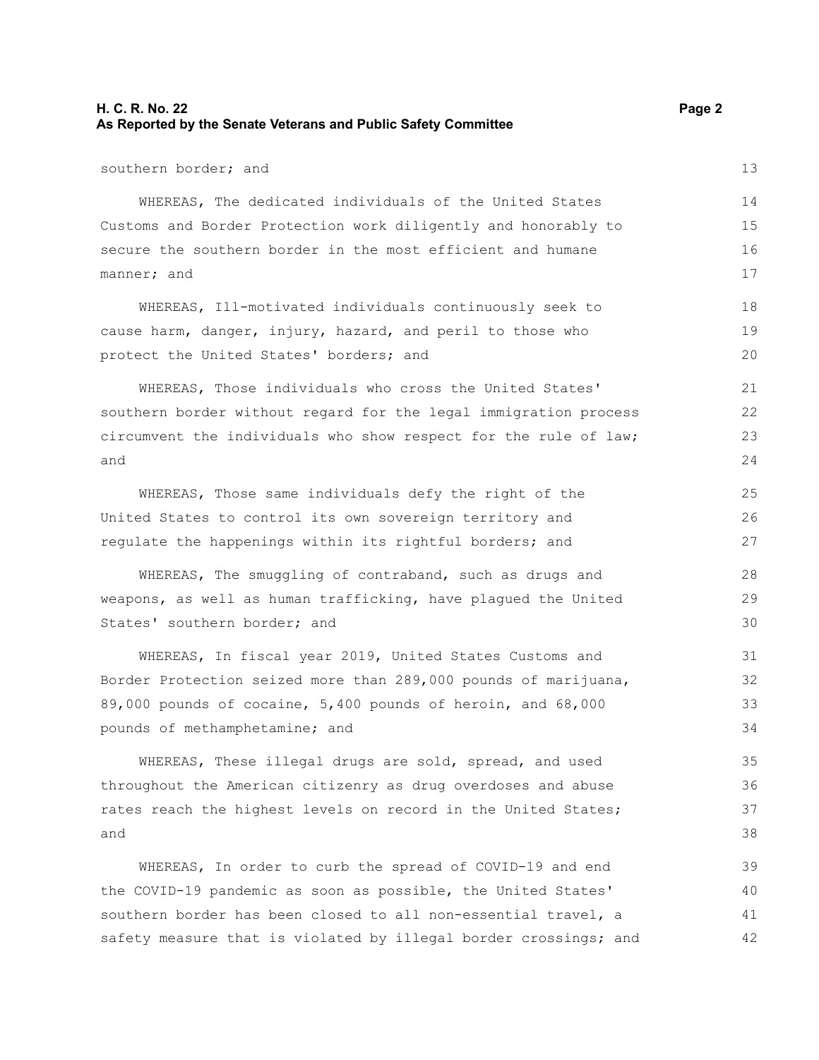southern border; and

WHEREAS, The dedicated individuals of the United States Customs and Border Protection work diligently and honorably to secure the southern border in the most efficient and humane manner; and

WHEREAS, Ill-motivated individuals continuously seek to cause harm, danger, injury, hazard, and peril to those who protect the United States' borders; and

WHEREAS, Those individuals who cross the United States' southern border without regard for the legal immigration process circumvent the individuals who show respect for the rule of law; and

WHEREAS, Those same individuals defy the right of the United States to control its own sovereign territory and regulate the happenings within its rightful borders; and

WHEREAS, The smuggling of contraband, such as drugs and weapons, as well as human trafficking, have plagued the United States' southern border; and

WHEREAS, In fiscal year 2019, United States Customs and Border Protection seized more than 289,000 pounds of marijuana, 89,000 pounds of cocaine, 5,400 pounds of heroin, and 68,000 pounds of methamphetamine; and

WHEREAS, These illegal drugs are sold, spread, and used throughout the American citizenry as drug overdoses and abuse rates reach the highest levels on record in the United States; and

WHEREAS, In order to curb the spread of COVID-19 and end the COVID-19 pandemic as soon as possible, the United States' southern border has been closed to all non-essential travel, a safety measure that is violated by illegal border crossings; and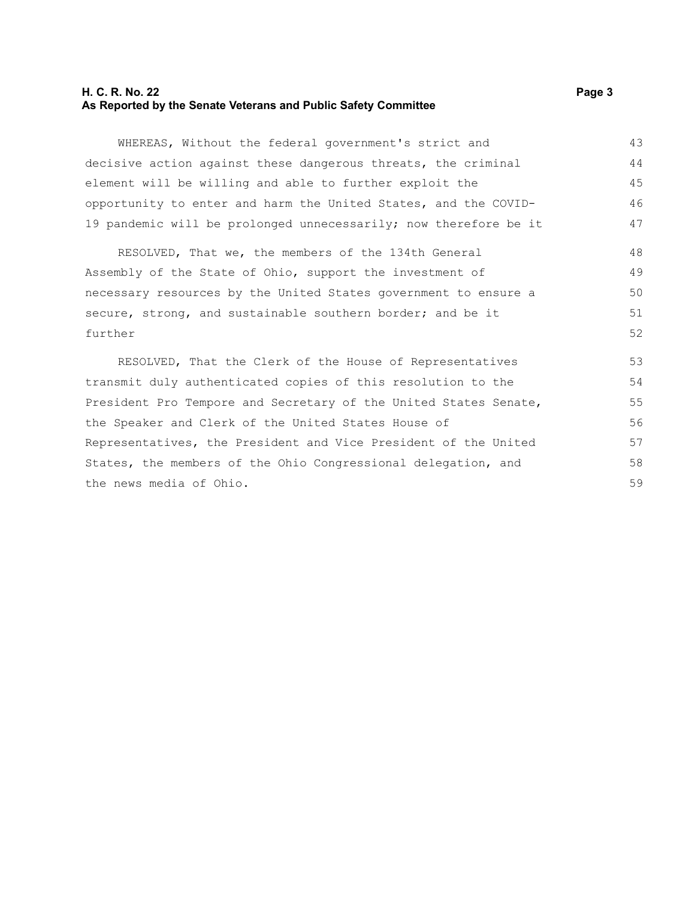WHEREAS, Without the federal government's strict and decisive action against these dangerous threats, the criminal element will be willing and able to further exploit the opportunity to enter and harm the United States, and the COVID-19 pandemic will be prolonged unnecessarily; now therefore be it

RESOLVED, That we, the members of the 134th General Assembly of the State of Ohio, support the investment of necessary resources by the United States government to ensure a secure, strong, and sustainable southern border; and be it further

RESOLVED, That the Clerk of the House of Representatives transmit duly authenticated copies of this resolution to the President Pro Tempore and Secretary of the United States Senate, the Speaker and Clerk of the United States House of Representatives, the President and Vice President of the United States, the members of the Ohio Congressional delegation, and the news media of Ohio.